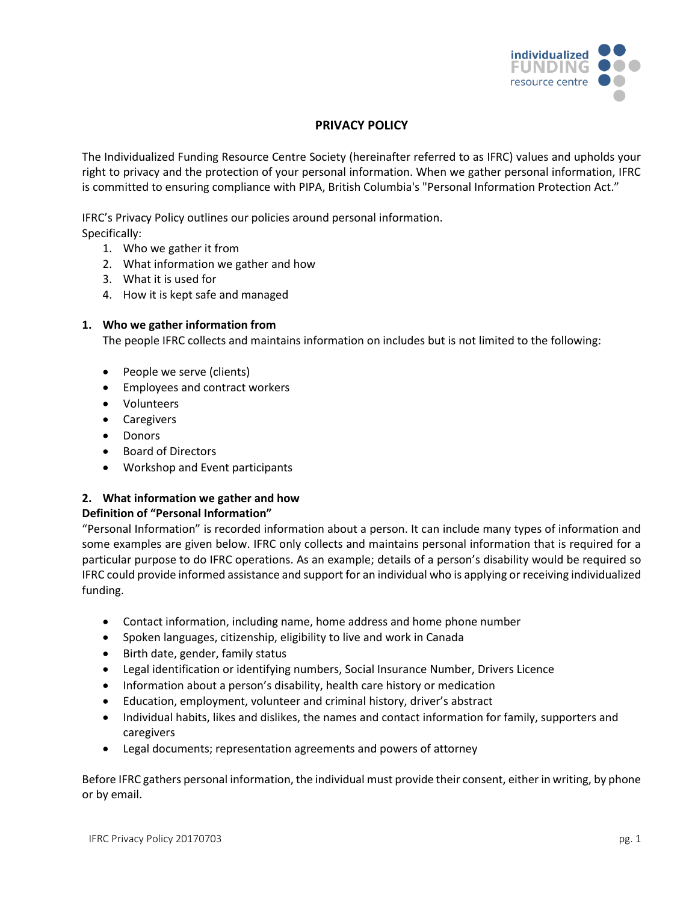# PRIVACY POLICY

The Individualized Funding Resource Centre Society (hereinafter referred to as IFRC) values and upholds your right to privacy and the protection of your personal information. When we gather personal information, IFRC is committed to ensuring compliance with PIPA, British Columbia's "Personal Information Protection Act."

IFRC's Privacy Policy outlines our policies around personal information.
Specifically:

1. Who we gather it from
2. What information we gather and how
3. What it is used for
4. How it is kept safe and managed

## 1. Who we gather information from

The people IFRC collects and maintains information on includes but is not limited to the following:

- People we serve (clients)
- Employees and contract workers
- Volunteers
- Caregivers
- Donors
- Board of Directors
- Workshop and Event participants

## 2. What information we gather and how

**Definition of "Personal Information"**

"Personal Information" is recorded information about a person. It can include many types of information and some examples are given below. IFRC only collects and maintains personal information that is required for a particular purpose to do IFRC operations. As an example; details of a person's disability would be required so IFRC could provide informed assistance and support for an individual who is applying or receiving individualized funding.

- Contact information, including name, home address and home phone number
- Spoken languages, citizenship, eligibility to live and work in Canada
- Birth date, gender, family status
- Legal identification or identifying numbers, Social Insurance Number, Drivers Licence
- Information about a person's disability, health care history or medication
- Education, employment, volunteer and criminal history, driver's abstract
- Individual habits, likes and dislikes, the names and contact information for family, supporters and caregivers
- Legal documents; representation agreements and powers of attorney

Before IFRC gathers personal information, the individual must provide their consent, either in writing, by phone or by email.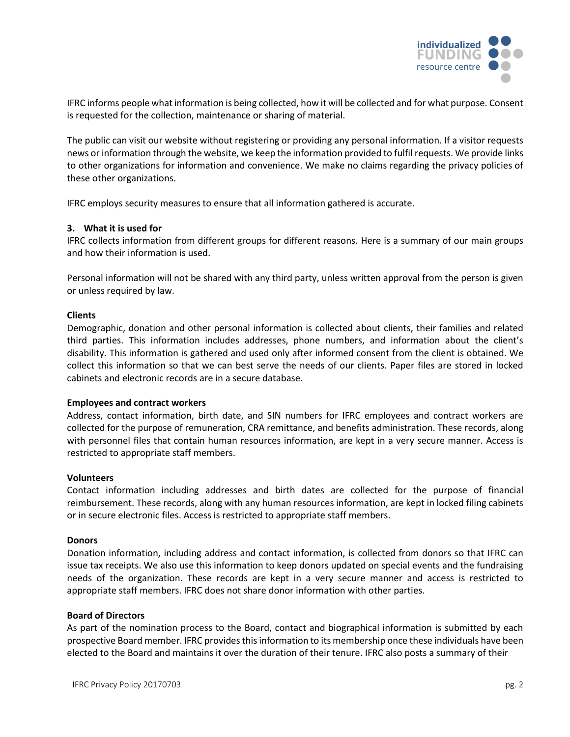IFRC informs people what information is being collected, how it will be collected and for what purpose. Consent is requested for the collection, maintenance or sharing of material.

The public can visit our website without registering or providing any personal information. If a visitor requests news or information through the website, we keep the information provided to fulfil requests. We provide links to other organizations for information and convenience. We make no claims regarding the privacy policies of these other organizations.

IFRC employs security measures to ensure that all information gathered is accurate.

### 3. What it is used for

IFRC collects information from different groups for different reasons. Here is a summary of our main groups and how their information is used.

Personal information will not be shared with any third party, unless written approval from the person is given or unless required by law.

**Clients**

Demographic, donation and other personal information is collected about clients, their families and related third parties. This information includes addresses, phone numbers, and information about the client's disability. This information is gathered and used only after informed consent from the client is obtained. We collect this information so that we can best serve the needs of our clients. Paper files are stored in locked cabinets and electronic records are in a secure database.

**Employees and contract workers**

Address, contact information, birth date, and SIN numbers for IFRC employees and contract workers are collected for the purpose of remuneration, CRA remittance, and benefits administration. These records, along with personnel files that contain human resources information, are kept in a very secure manner. Access is restricted to appropriate staff members.

**Volunteers**

Contact information including addresses and birth dates are collected for the purpose of financial reimbursement. These records, along with any human resources information, are kept in locked filing cabinets or in secure electronic files. Access is restricted to appropriate staff members.

**Donors**

Donation information, including address and contact information, is collected from donors so that IFRC can issue tax receipts. We also use this information to keep donors updated on special events and the fundraising needs of the organization. These records are kept in a very secure manner and access is restricted to appropriate staff members. IFRC does not share donor information with other parties.

**Board of Directors**

As part of the nomination process to the Board, contact and biographical information is submitted by each prospective Board member. IFRC provides this information to its membership once these individuals have been elected to the Board and maintains it over the duration of their tenure. IFRC also posts a summary of their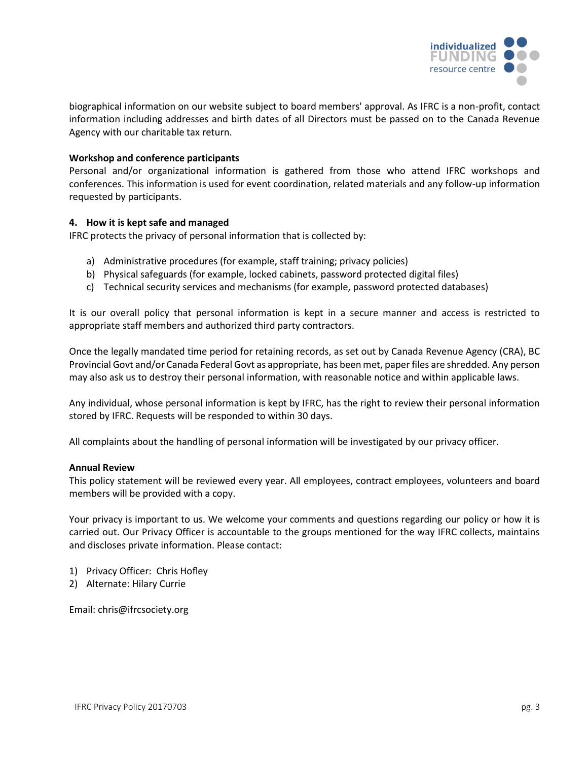biographical information on our website subject to board members' approval. As IFRC is a non-profit, contact information including addresses and birth dates of all Directors must be passed on to the Canada Revenue Agency with our charitable tax return.

**Workshop and conference participants**
Personal and/or organizational information is gathered from those who attend IFRC workshops and conferences. This information is used for event coordination, related materials and any follow-up information requested by participants.

### 4. How it is kept safe and managed

IFRC protects the privacy of personal information that is collected by:

a) Administrative procedures (for example, staff training; privacy policies)
b) Physical safeguards (for example, locked cabinets, password protected digital files)
c) Technical security services and mechanisms (for example, password protected databases)

It is our overall policy that personal information is kept in a secure manner and access is restricted to appropriate staff members and authorized third party contractors.

Once the legally mandated time period for retaining records, as set out by Canada Revenue Agency (CRA), BC Provincial Govt and/or Canada Federal Govt as appropriate, has been met, paper files are shredded. Any person may also ask us to destroy their personal information, with reasonable notice and within applicable laws.

Any individual, whose personal information is kept by IFRC, has the right to review their personal information stored by IFRC. Requests will be responded to within 30 days.

All complaints about the handling of personal information will be investigated by our privacy officer.

**Annual Review**
This policy statement will be reviewed every year. All employees, contract employees, volunteers and board members will be provided with a copy.

Your privacy is important to us. We welcome your comments and questions regarding our policy or how it is carried out. Our Privacy Officer is accountable to the groups mentioned for the way IFRC collects, maintains and discloses private information. Please contact:

1) Privacy Officer: Chris Hofley
2) Alternate: Hilary Currie

Email: chris@ifrcsociety.org